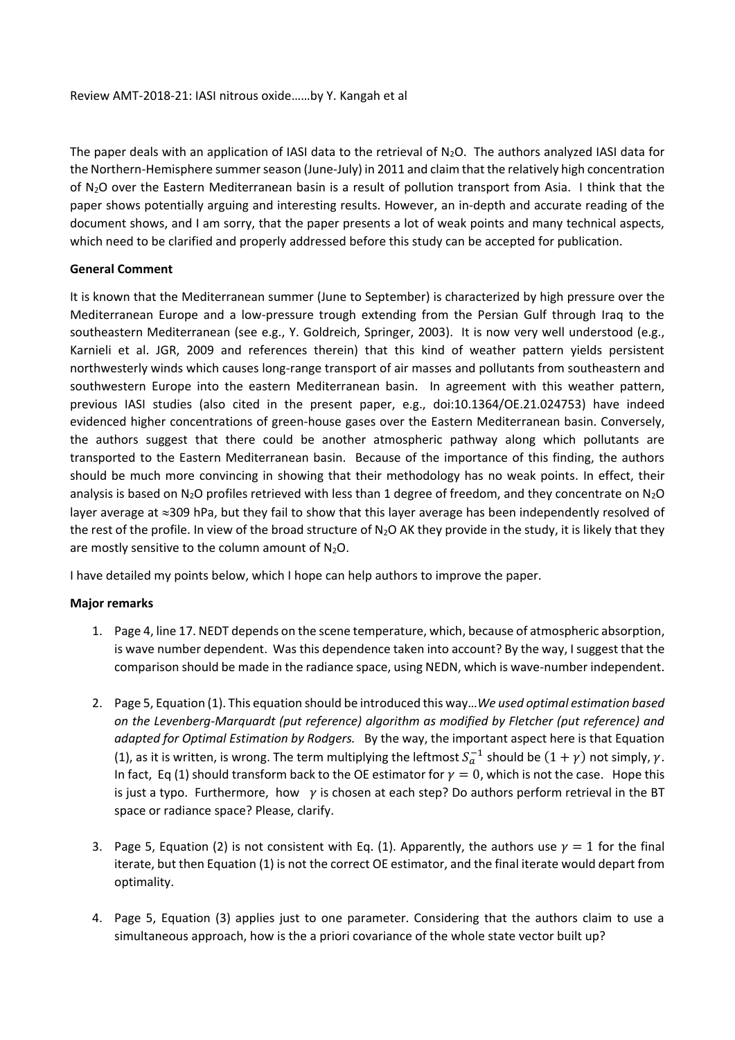Review AMT-2018-21: IASI nitrous oxide……by Y. Kangah et al

The paper deals with an application of IASI data to the retrieval of $N_2O$. The authors analyzed IASI data for the Northern-Hemisphere summer season (June-July) in 2011 and claim that the relatively high concentration of $N_2O$ over the Eastern Mediterranean basin is a result of pollution transport from Asia. I think that the paper shows potentially arguing and interesting results. However, an in-depth and accurate reading of the document shows, and I am sorry, that the paper presents a lot of weak points and many technical aspects, which need to be clarified and properly addressed before this study can be accepted for publication.

**General Comment**

It is known that the Mediterranean summer (June to September) is characterized by high pressure over the Mediterranean Europe and a low-pressure trough extending from the Persian Gulf through Iraq to the southeastern Mediterranean (see e.g., Y. Goldreich, Springer, 2003). It is now very well understood (e.g., Karnieli et al. JGR, 2009 and references therein) that this kind of weather pattern yields persistent northwesterly winds which causes long-range transport of air masses and pollutants from southeastern and southwestern Europe into the eastern Mediterranean basin. In agreement with this weather pattern, previous IASI studies (also cited in the present paper, e.g., doi:10.1364/OE.21.024753) have indeed evidenced higher concentrations of green-house gases over the Eastern Mediterranean basin. Conversely, the authors suggest that there could be another atmospheric pathway along which pollutants are transported to the Eastern Mediterranean basin. Because of the importance of this finding, the authors should be much more convincing in showing that their methodology has no weak points. In effect, their analysis is based on $N_2O$ profiles retrieved with less than 1 degree of freedom, and they concentrate on $N_2O$ layer average at ≈309 hPa, but they fail to show that this layer average has been independently resolved of the rest of the profile. In view of the broad structure of $N_2O$ AK they provide in the study, it is likely that they are mostly sensitive to the column amount of $N_2O$.

I have detailed my points below, which I hope can help authors to improve the paper.

**Major remarks**

1. Page 4, line 17. NEDT depends on the scene temperature, which, because of atmospheric absorption, is wave number dependent. Was this dependence taken into account? By the way, I suggest that the comparison should be made in the radiance space, using NEDN, which is wave-number independent.

2. Page 5, Equation (1). This equation should be introduced this way…*We used optimal estimation based on the Levenberg-Marquardt (put reference) algorithm as modified by Fletcher (put reference) and adapted for Optimal Estimation by Rodgers.* By the way, the important aspect here is that Equation (1), as it is written, is wrong. The term multiplying the leftmost $S_a^{-1}$ should be $(1+\gamma)$ not simply, $\gamma$. In fact, Eq (1) should transform back to the OE estimator for $\gamma = 0$, which is not the case. Hope this is just a typo. Furthermore, how $\gamma$ is chosen at each step? Do authors perform retrieval in the BT space or radiance space? Please, clarify.

3. Page 5, Equation (2) is not consistent with Eq. (1). Apparently, the authors use $\gamma = 1$ for the final iterate, but then Equation (1) is not the correct OE estimator, and the final iterate would depart from optimality.

4. Page 5, Equation (3) applies just to one parameter. Considering that the authors claim to use a simultaneous approach, how is the a priori covariance of the whole state vector built up?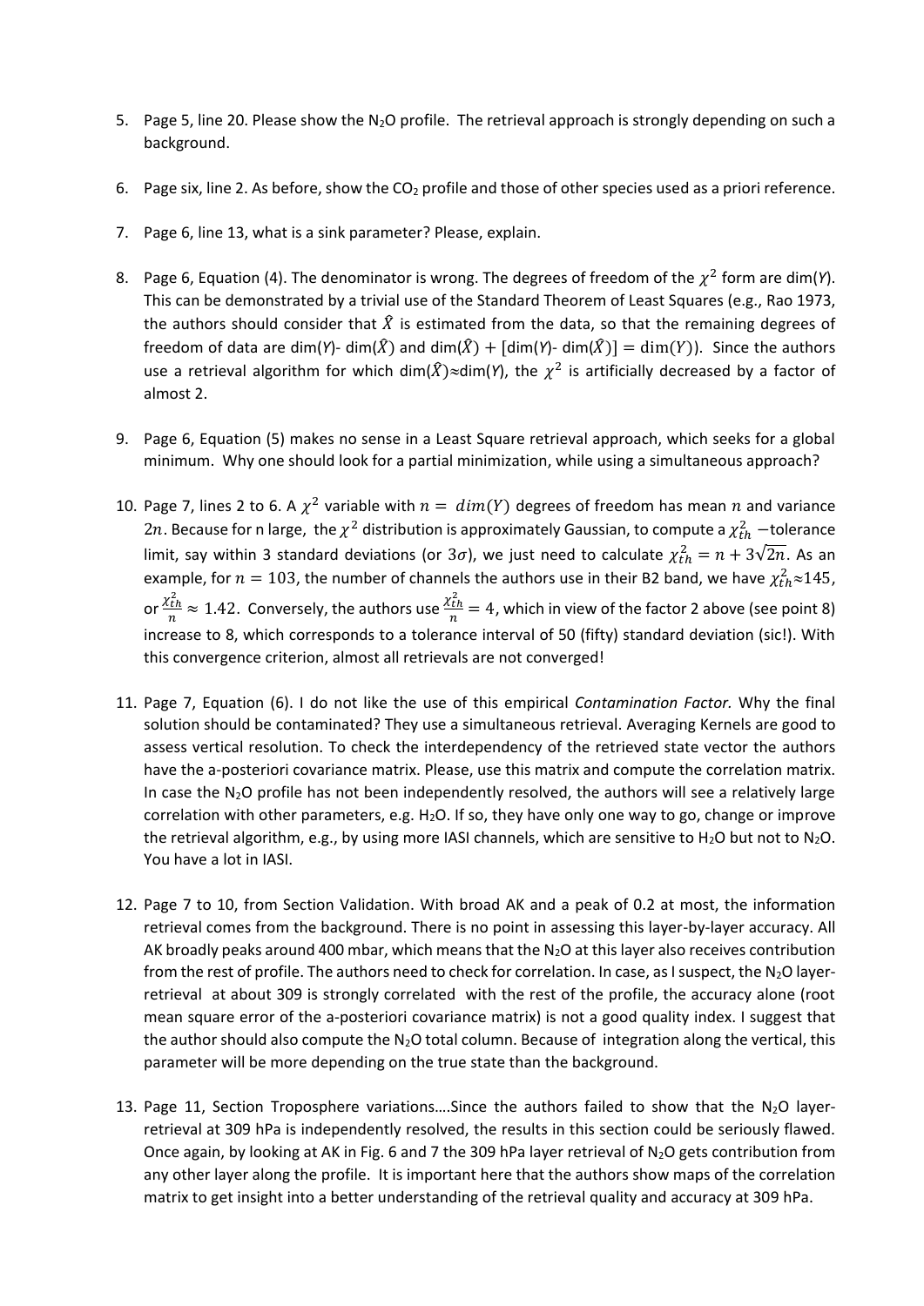5. Page 5, line 20. Please show the $N_2O$ profile. The retrieval approach is strongly depending on such a background.

6. Page six, line 2. As before, show the $CO_2$ profile and those of other species used as a priori reference.

7. Page 6, line 13, what is a sink parameter? Please, explain.

8. Page 6, Equation (4). The denominator is wrong. The degrees of freedom of the $\chi^2$ form are dim($Y$). This can be demonstrated by a trivial use of the Standard Theorem of Least Squares (e.g., Rao 1973, the authors should consider that $\hat{X}$ is estimated from the data, so that the remaining degrees of freedom of data are dim($Y$)- dim($\hat{X}$) and dim($\hat{X}$) + [dim($Y$)- dim($\hat{X}$)] $= \dim(Y)$). Since the authors use a retrieval algorithm for which dim($\hat{X}$)≈dim($Y$), the $\chi^2$ is artificially decreased by a factor of almost 2.

9. Page 6, Equation (5) makes no sense in a Least Square retrieval approach, which seeks for a global minimum. Why one should look for a partial minimization, while using a simultaneous approach?

10. Page 7, lines 2 to 6. A $\chi^2$ variable with $n = dim(Y)$ degrees of freedom has mean $n$ and variance $2n$. Because for n large, the $\chi^2$ distribution is approximately Gaussian, to compute a $\chi^2_{th}$ −tolerance limit, say within 3 standard deviations (or $3\sigma$), we just need to calculate $\chi^2_{th} = n + 3\sqrt{2n}$. As an example, for $n = 103$, the number of channels the authors use in their B2 band, we have $\chi^2_{th} \approx 145$, or $\frac{\chi^2_{th}}{n} \approx 1.42$. Conversely, the authors use $\frac{\chi^2_{th}}{n} = 4$, which in view of the factor 2 above (see point 8) increase to 8, which corresponds to a tolerance interval of 50 (fifty) standard deviation (sic!). With this convergence criterion, almost all retrievals are not converged!

11. Page 7, Equation (6). I do not like the use of this empirical *Contamination Factor.* Why the final solution should be contaminated? They use a simultaneous retrieval. Averaging Kernels are good to assess vertical resolution. To check the interdependency of the retrieved state vector the authors have the a-posteriori covariance matrix. Please, use this matrix and compute the correlation matrix. In case the $N_2O$ profile has not been independently resolved, the authors will see a relatively large correlation with other parameters, e.g. $H_2O$. If so, they have only one way to go, change or improve the retrieval algorithm, e.g., by using more IASI channels, which are sensitive to $H_2O$ but not to $N_2O$. You have a lot in IASI.

12. Page 7 to 10, from Section Validation. With broad AK and a peak of 0.2 at most, the information retrieval comes from the background. There is no point in assessing this layer-by-layer accuracy. All AK broadly peaks around 400 mbar, which means that the $N_2O$ at this layer also receives contribution from the rest of profile. The authors need to check for correlation. In case, as I suspect, the $N_2O$ layer-retrieval at about 309 is strongly correlated with the rest of the profile, the accuracy alone (root mean square error of the a-posteriori covariance matrix) is not a good quality index. I suggest that the author should also compute the $N_2O$ total column. Because of integration along the vertical, this parameter will be more depending on the true state than the background.

13. Page 11, Section Troposphere variations….Since the authors failed to show that the $N_2O$ layer-retrieval at 309 hPa is independently resolved, the results in this section could be seriously flawed. Once again, by looking at AK in Fig. 6 and 7 the 309 hPa layer retrieval of $N_2O$ gets contribution from any other layer along the profile. It is important here that the authors show maps of the correlation matrix to get insight into a better understanding of the retrieval quality and accuracy at 309 hPa.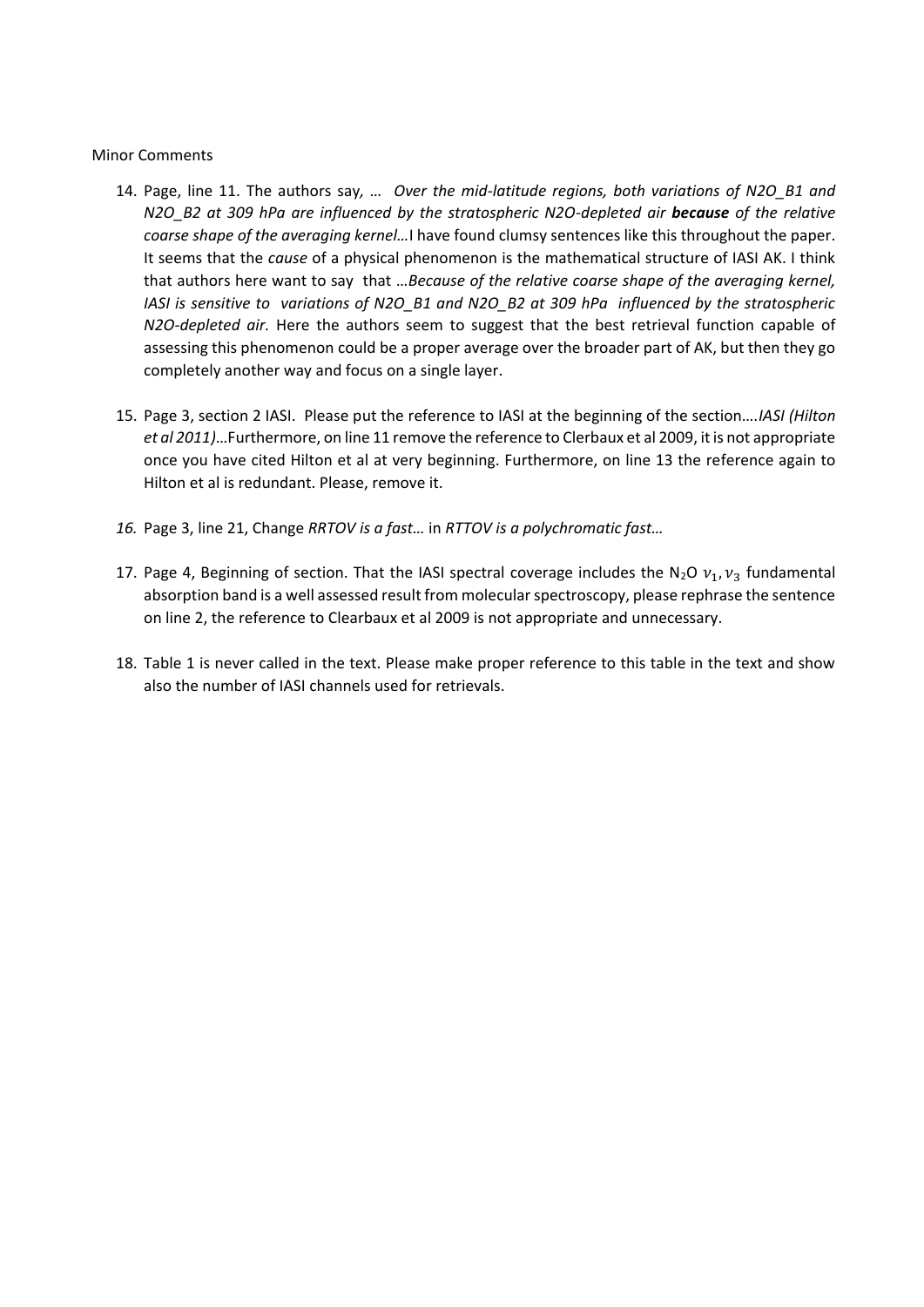Minor Comments

14. Page, line 11. The authors say, … *Over the mid-latitude regions, both variations of N2O_B1 and N2O_B2 at 309 hPa are influenced by the stratospheric N2O-depleted air* ***because*** *of the relative coarse shape of the averaging kernel*…I have found clumsy sentences like this throughout the paper. It seems that the *cause* of a physical phenomenon is the mathematical structure of IASI AK. I think that authors here want to say that …*Because of the relative coarse shape of the averaging kernel, IASI is sensitive to variations of N2O_B1 and N2O_B2 at 309 hPa influenced by the stratospheric N2O-depleted air.* Here the authors seem to suggest that the best retrieval function capable of assessing this phenomenon could be a proper average over the broader part of AK, but then they go completely another way and focus on a single layer.

15. Page 3, section 2 IASI. Please put the reference to IASI at the beginning of the section….*IASI (Hilton et al 2011)*…Furthermore, on line 11 remove the reference to Clerbaux et al 2009, it is not appropriate once you have cited Hilton et al at very beginning. Furthermore, on line 13 the reference again to Hilton et al is redundant. Please, remove it.

16. Page 3, line 21, Change *RRTOV is a fast…* in *RTTOV is a polychromatic fast…*

17. Page 4, Beginning of section. That the IASI spectral coverage includes the $N_2O$ $\nu_1, \nu_3$ fundamental absorption band is a well assessed result from molecular spectroscopy, please rephrase the sentence on line 2, the reference to Clearbaux et al 2009 is not appropriate and unnecessary.

18. Table 1 is never called in the text. Please make proper reference to this table in the text and show also the number of IASI channels used for retrievals.